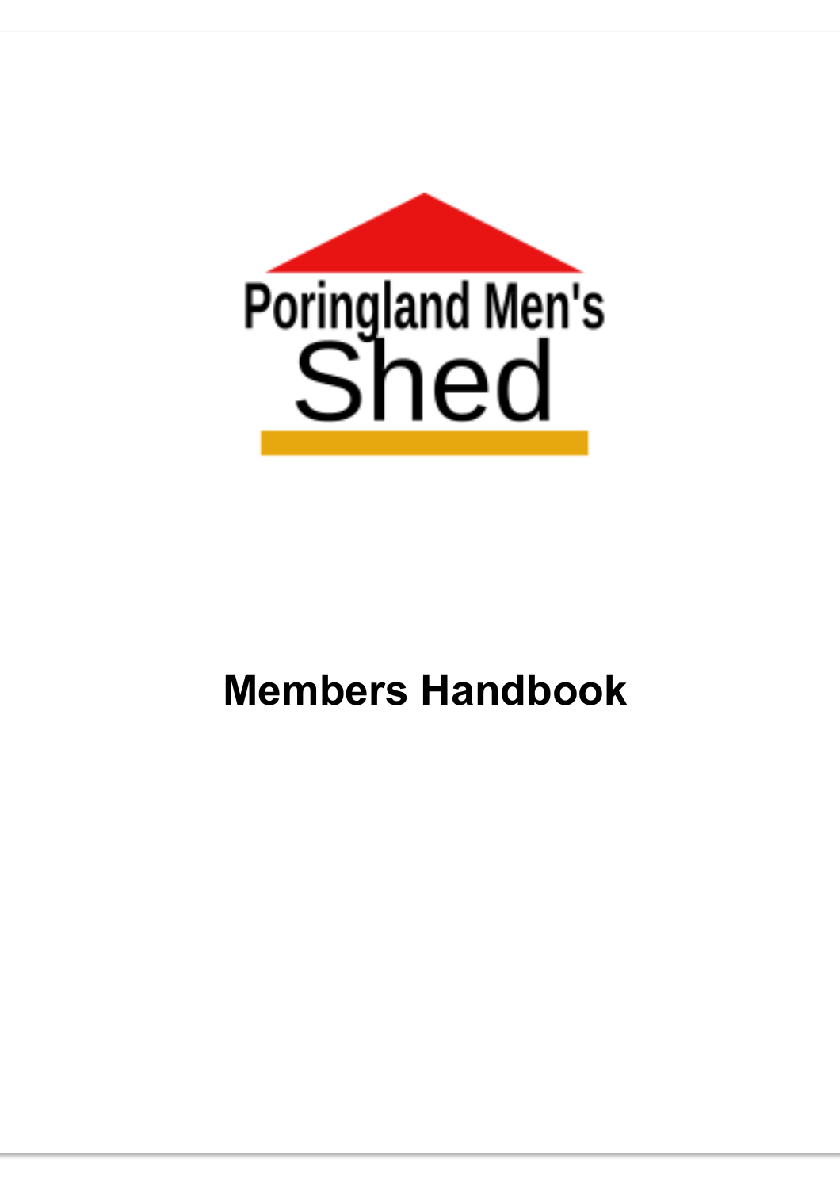Poringland Men's Shed

# Members Handbook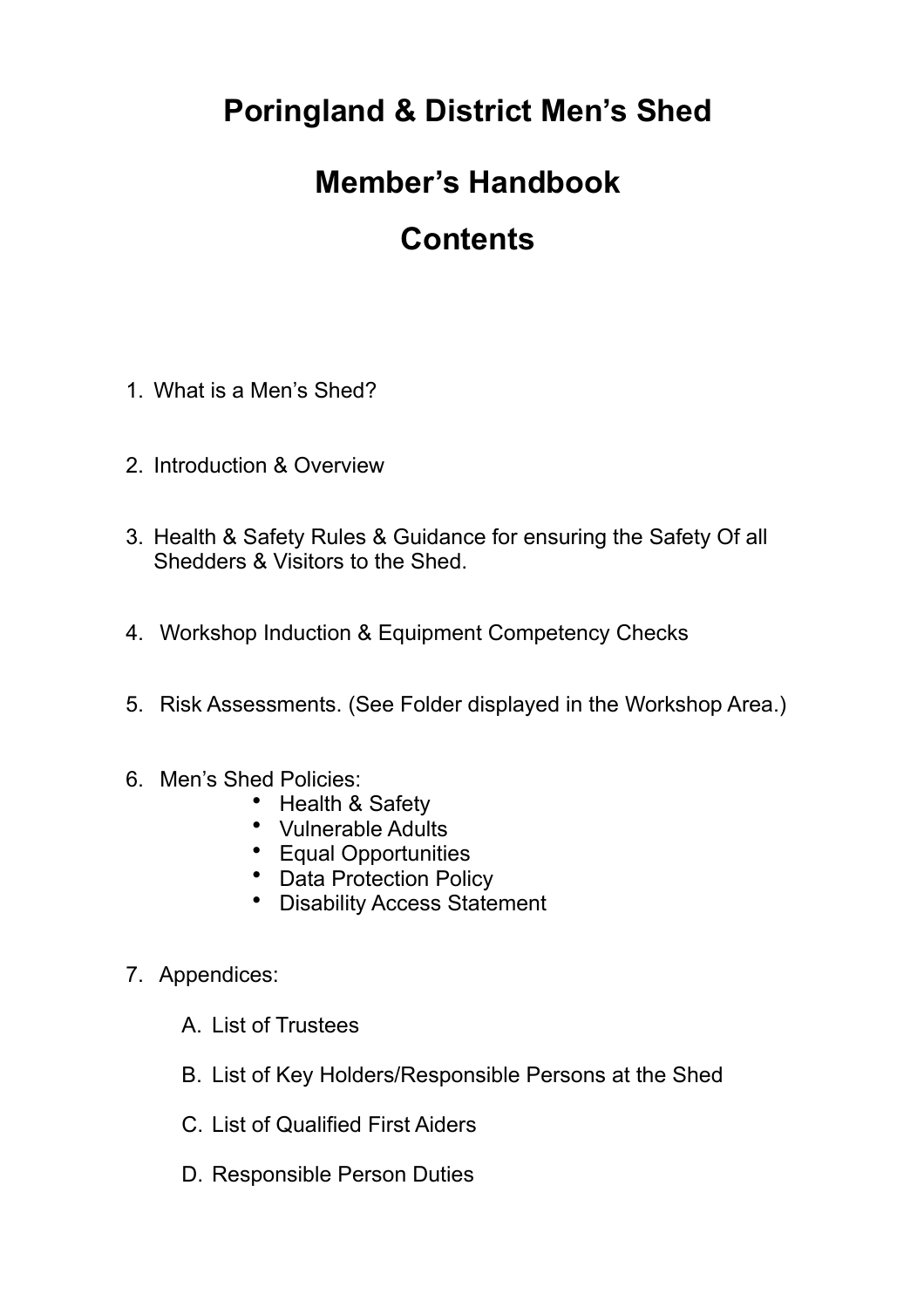# Poringland & District Men's Shed

## Member's Handbook

## Contents

1. What is a Men's Shed?

2. Introduction & Overview

3. Health & Safety Rules & Guidance for ensuring the Safety Of all Shedders & Visitors to the Shed.

4. Workshop Induction & Equipment Competency Checks

5. Risk Assessments. (See Folder displayed in the Workshop Area.)

6. Men's Shed Policies:
    - Health & Safety
    - Vulnerable Adults
    - Equal Opportunities
    - Data Protection Policy
    - Disability Access Statement

7. Appendices:

    A. List of Trustees

    B. List of Key Holders/Responsible Persons at the Shed

    C. List of Qualified First Aiders

    D. Responsible Person Duties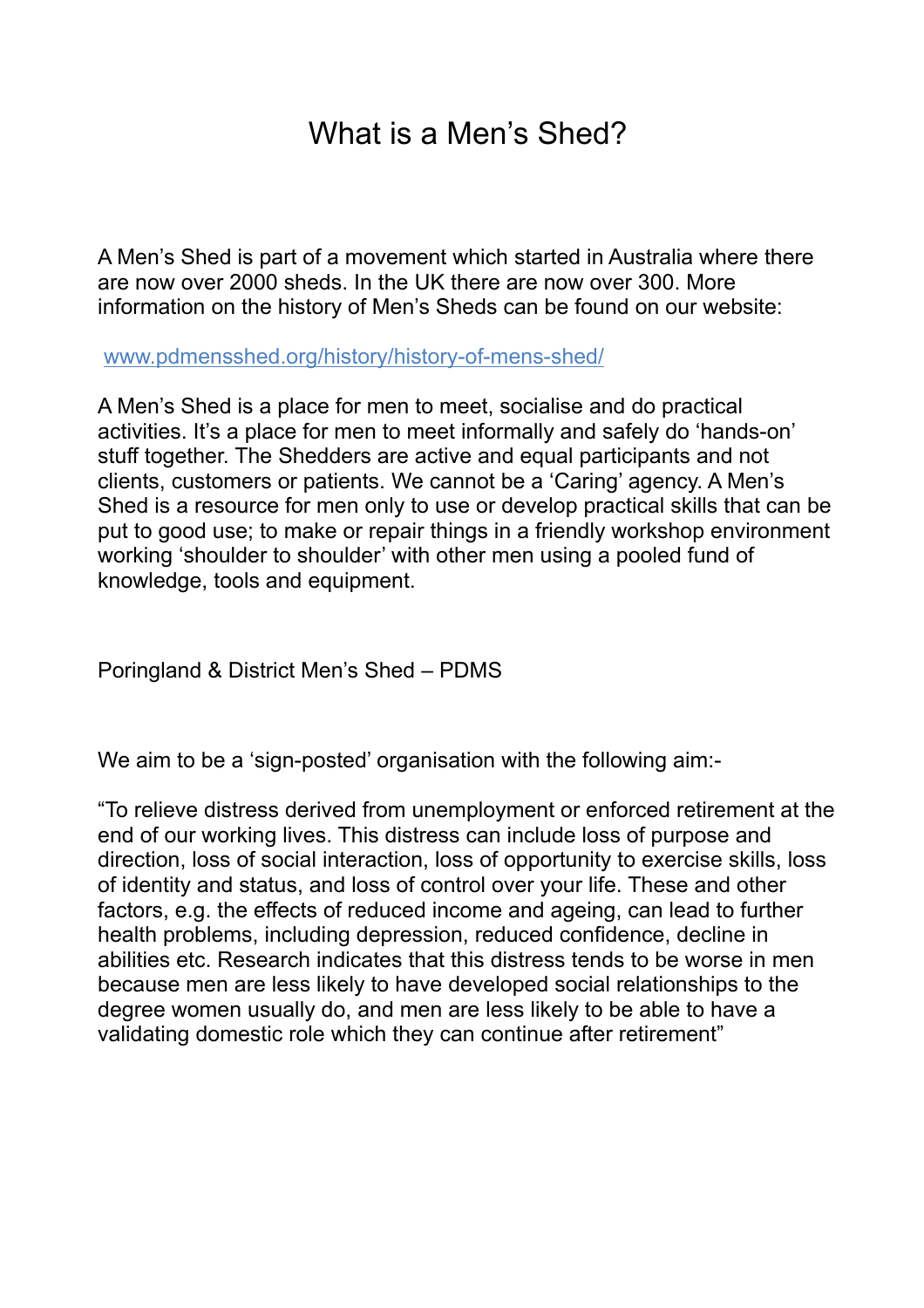# What is a Men's Shed?

A Men's Shed is part of a movement which started in Australia where there are now over 2000 sheds. In the UK there are now over 300. More information on the history of Men's Sheds can be found on our website:

[www.pdmensshed.org/history/history-of-mens-shed/](www.pdmensshed.org/history/history-of-mens-shed/)

A Men's Shed is a place for men to meet, socialise and do practical activities. It's a place for men to meet informally and safely do 'hands-on' stuff together. The Shedders are active and equal participants and not clients, customers or patients. We cannot be a 'Caring' agency. A Men's Shed is a resource for men only to use or develop practical skills that can be put to good use; to make or repair things in a friendly workshop environment working 'shoulder to shoulder' with other men using a pooled fund of knowledge, tools and equipment.

Poringland & District Men's Shed – PDMS

We aim to be a 'sign-posted' organisation with the following aim:-

"To relieve distress derived from unemployment or enforced retirement at the end of our working lives. This distress can include loss of purpose and direction, loss of social interaction, loss of opportunity to exercise skills, loss of identity and status, and loss of control over your life. These and other factors, e.g. the effects of reduced income and ageing, can lead to further health problems, including depression, reduced confidence, decline in abilities etc. Research indicates that this distress tends to be worse in men because men are less likely to have developed social relationships to the degree women usually do, and men are less likely to be able to have a validating domestic role which they can continue after retirement"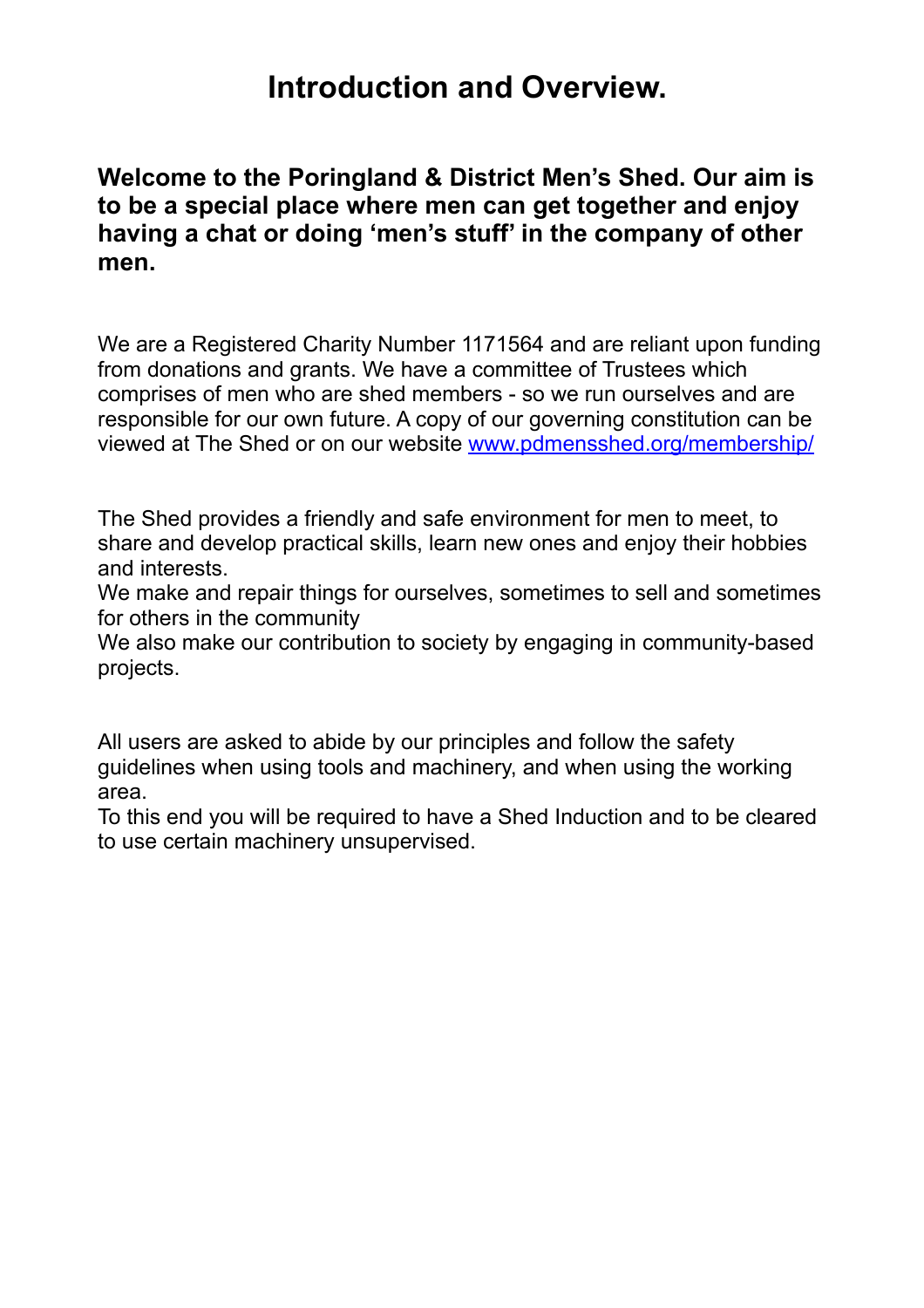# Introduction and Overview.

**Welcome to the Poringland & District Men's Shed. Our aim is to be a special place where men can get together and enjoy having a chat or doing 'men's stuff' in the company of other men.**

We are a Registered Charity Number 1171564 and are reliant upon funding from donations and grants. We have a committee of Trustees which comprises of men who are shed members - so we run ourselves and are responsible for our own future. A copy of our governing constitution can be viewed at The Shed or on our website [www.pdmensshed.org/membership/](http://www.pdmensshed.org/membership/)

The Shed provides a friendly and safe environment for men to meet, to share and develop practical skills, learn new ones and enjoy their hobbies and interests.
We make and repair things for ourselves, sometimes to sell and sometimes for others in the community
We also make our contribution to society by engaging in community-based projects.

All users are asked to abide by our principles and follow the safety guidelines when using tools and machinery, and when using the working area.
To this end you will be required to have a Shed Induction and to be cleared to use certain machinery unsupervised.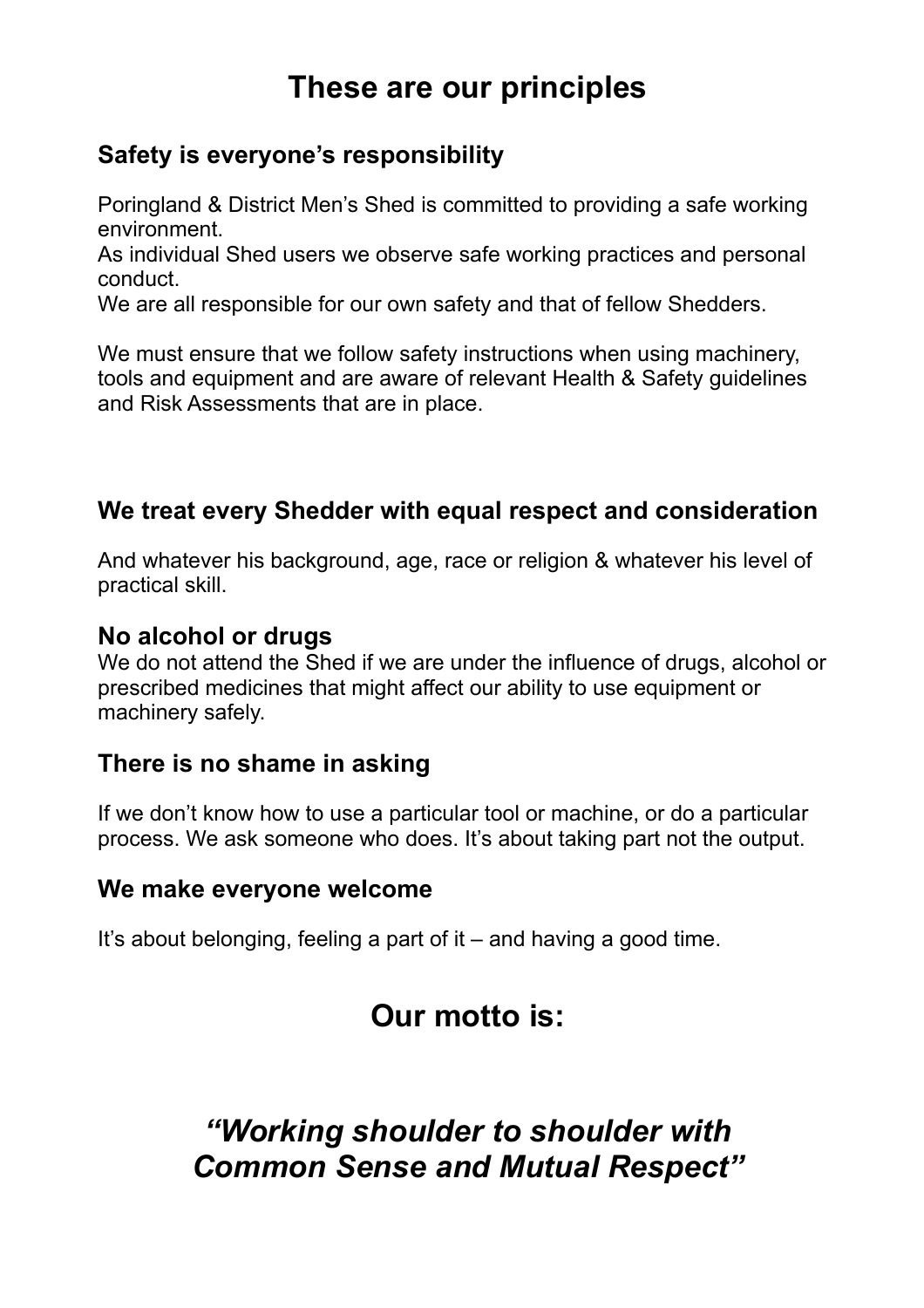# These are our principles

## Safety is everyone's responsibility

Poringland & District Men's Shed is committed to providing a safe working environment.
As individual Shed users we observe safe working practices and personal conduct.
We are all responsible for our own safety and that of fellow Shedders.

We must ensure that we follow safety instructions when using machinery, tools and equipment and are aware of relevant Health & Safety guidelines and Risk Assessments that are in place.

## We treat every Shedder with equal respect and consideration

And whatever his background, age, race or religion & whatever his level of practical skill.

## No alcohol or drugs

We do not attend the Shed if we are under the influence of drugs, alcohol or prescribed medicines that might affect our ability to use equipment or machinery safely.

## There is no shame in asking

If we don't know how to use a particular tool or machine, or do a particular process. We ask someone who does. It's about taking part not the output.

## We make everyone welcome

It's about belonging, feeling a part of it – and having a good time.

# Our motto is:

# *"Working shoulder to shoulder with Common Sense and Mutual Respect"*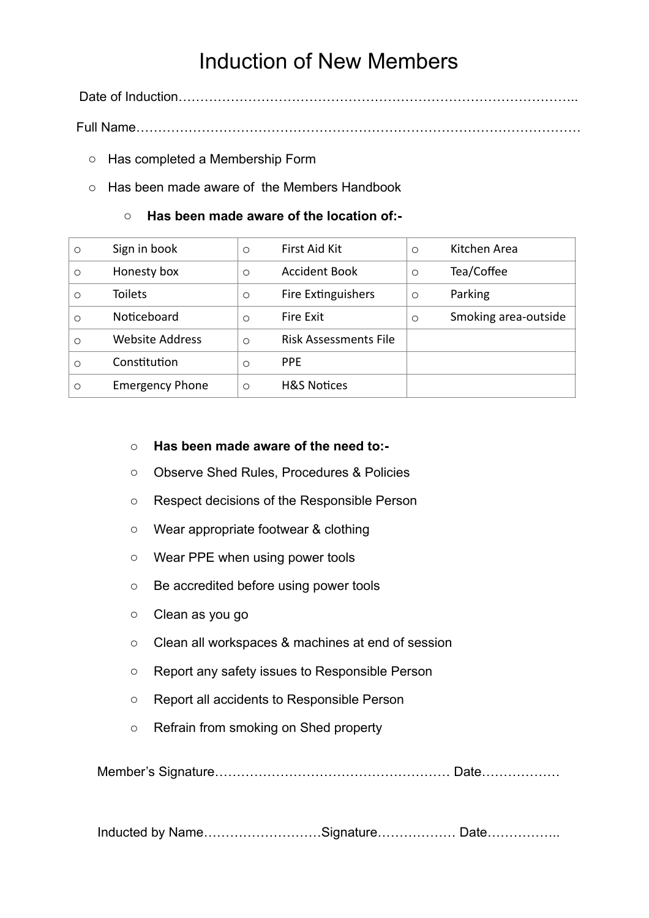# Induction of New Members

Date of Induction……………………………………………………………………………..

Full Name………………………………………………………………………………………

- ○ Has completed a Membership Form
- ○ Has been made aware of the Members Handbook
  - ○ **Has been made aware of the location of:-**

| ○ Sign in book | ○ First Aid Kit | ○ Kitchen Area |
|---|---|---|
| ○ Honesty box | ○ Accident Book | ○ Tea/Coffee |
| ○ Toilets | ○ Fire Extinguishers | ○ Parking |
| ○ Noticeboard | ○ Fire Exit | ○ Smoking area-outside |
| ○ Website Address | ○ Risk Assessments File | |
| ○ Constitution | ○ PPE | |
| ○ Emergency Phone | ○ H&S Notices | |

- ○ **Has been made aware of the need to:-**
- ○ Observe Shed Rules, Procedures & Policies
- ○ Respect decisions of the Responsible Person
- ○ Wear appropriate footwear & clothing
- ○ Wear PPE when using power tools
- ○ Be accredited before using power tools
- ○ Clean as you go
- ○ Clean all workspaces & machines at end of session
- ○ Report any safety issues to Responsible Person
- ○ Report all accidents to Responsible Person
- ○ Refrain from smoking on Shed property

Member's Signature……………………………………………… Date………………

Inducted by Name………………………Signature……………… Date……………..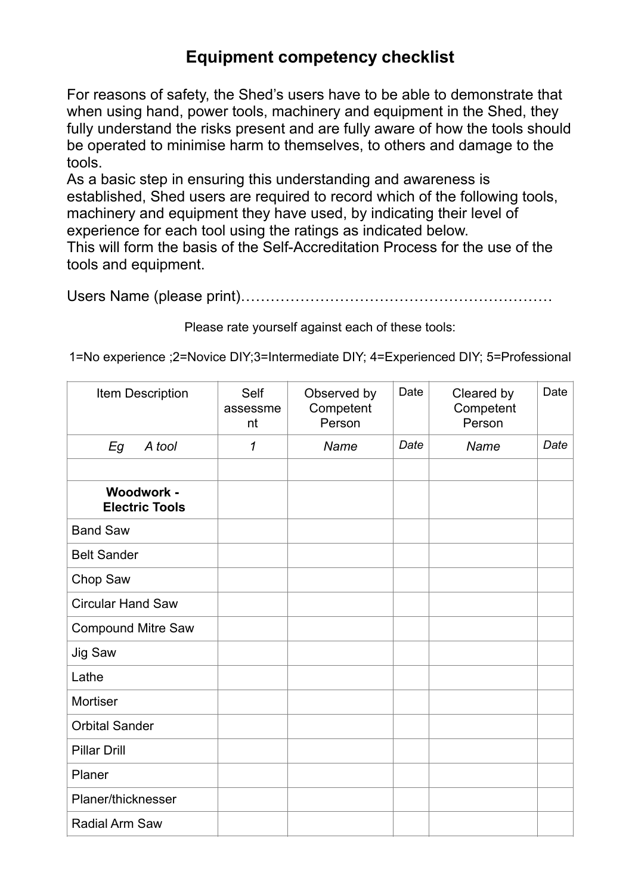# Equipment competency checklist

For reasons of safety, the Shed's users have to be able to demonstrate that when using hand, power tools, machinery and equipment in the Shed, they fully understand the risks present and are fully aware of how the tools should be operated to minimise harm to themselves, to others and damage to the tools.
As a basic step in ensuring this understanding and awareness is established, Shed users are required to record which of the following tools, machinery and equipment they have used, by indicating their level of experience for each tool using the ratings as indicated below.
This will form the basis of the Self-Accreditation Process for the use of the tools and equipment.

Users Name (please print)………………………………………………………

Please rate yourself against each of these tools:

1=No experience ;2=Novice DIY;3=Intermediate DIY; 4=Experienced DIY; 5=Professional

| Item Description | Self assessment | Observed by Competent Person | Date | Cleared by Competent Person | Date |
|---|---|---|---|---|---|
| *Eg A tool* | *1* | *Name* | *Date* | *Name* | *Date* |
| | | | | | |
| **Woodwork - Electric Tools** | | | | | |
| Band Saw | | | | | |
| Belt Sander | | | | | |
| Chop Saw | | | | | |
| Circular Hand Saw | | | | | |
| Compound Mitre Saw | | | | | |
| Jig Saw | | | | | |
| Lathe | | | | | |
| Mortiser | | | | | |
| Orbital Sander | | | | | |
| Pillar Drill | | | | | |
| Planer | | | | | |
| Planer/thicknesser | | | | | |
| Radial Arm Saw | | | | | |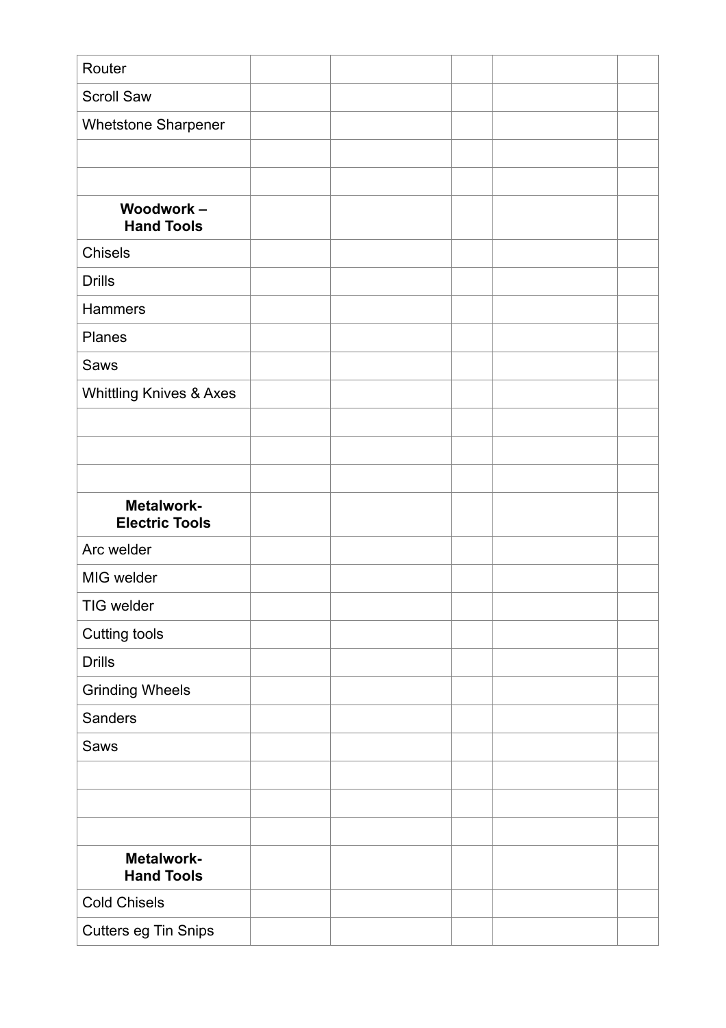| Router | | | | | |
|---|---|---|---|---|---|
| Scroll Saw | | | | | |
| Whetstone Sharpener | | | | | |
| | | | | | |
| | | | | | |
| **Woodwork – Hand Tools** | | | | | |
| Chisels | | | | | |
| Drills | | | | | |
| Hammers | | | | | |
| Planes | | | | | |
| Saws | | | | | |
| Whittling Knives & Axes | | | | | |
| | | | | | |
| | | | | | |
| | | | | | |
| **Metalwork- Electric Tools** | | | | | |
| Arc welder | | | | | |
| MIG welder | | | | | |
| TIG welder | | | | | |
| Cutting tools | | | | | |
| Drills | | | | | |
| Grinding Wheels | | | | | |
| Sanders | | | | | |
| Saws | | | | | |
| | | | | | |
| | | | | | |
| | | | | | |
| **Metalwork- Hand Tools** | | | | | |
| Cold Chisels | | | | | |
| Cutters eg Tin Snips | | | | | |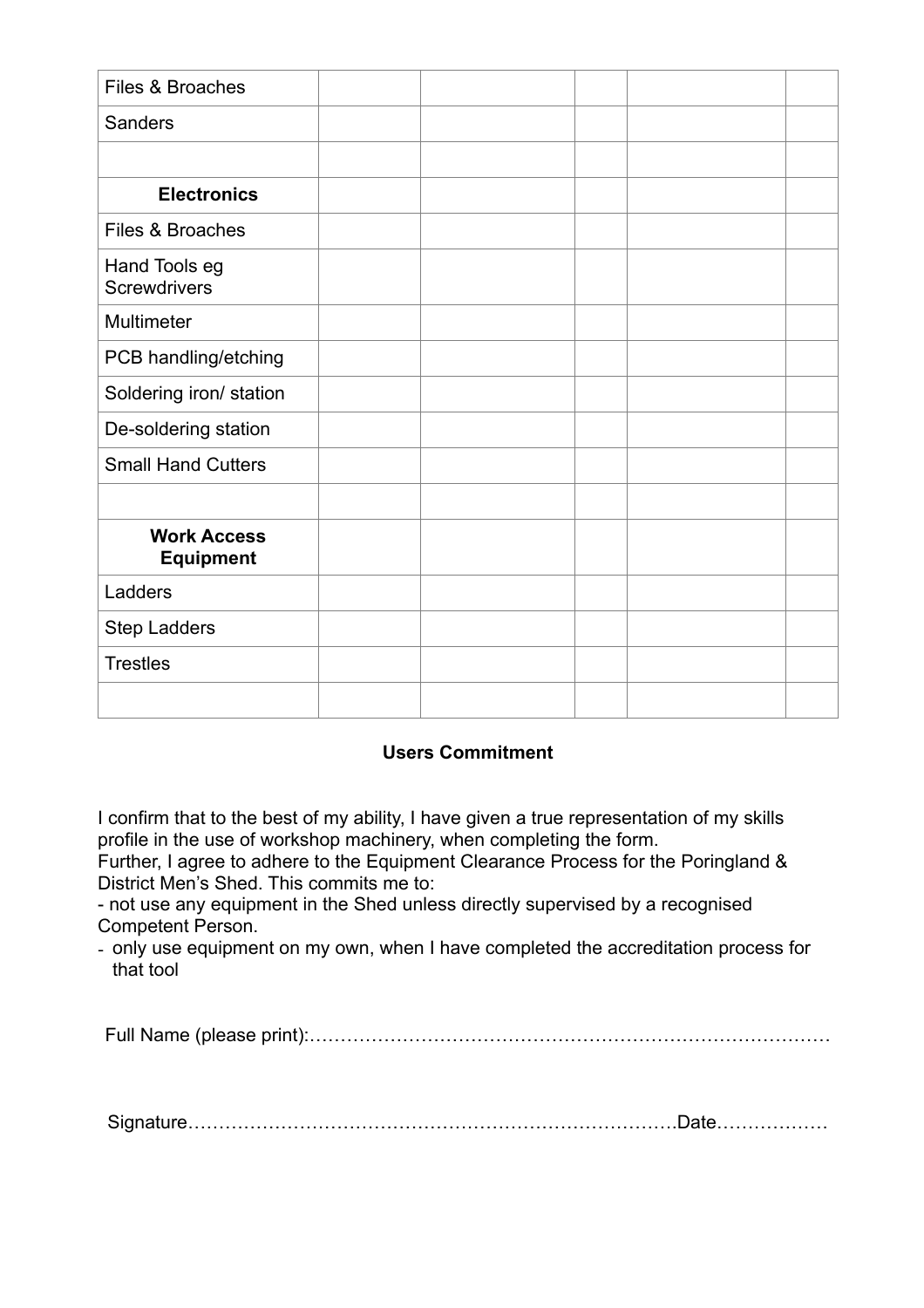| | | | | | |
|---|---|---|---|---|---|
| Files & Broaches | | | | | |
| Sanders | | | | | |
| | | | | | |
| **Electronics** | | | | | |
| Files & Broaches | | | | | |
| Hand Tools eg Screwdrivers | | | | | |
| Multimeter | | | | | |
| PCB handling/etching | | | | | |
| Soldering iron/ station | | | | | |
| De-soldering station | | | | | |
| Small Hand Cutters | | | | | |
| | | | | | |
| **Work Access Equipment** | | | | | |
| Ladders | | | | | |
| Step Ladders | | | | | |
| Trestles | | | | | |
| | | | | | |

**Users Commitment**

I confirm that to the best of my ability, I have given a true representation of my skills profile in the use of workshop machinery, when completing the form.
Further, I agree to adhere to the Equipment Clearance Process for the Poringland & District Men's Shed. This commits me to:

- not use any equipment in the Shed unless directly supervised by a recognised Competent Person.
- only use equipment on my own, when I have completed the accreditation process for that tool

Full Name (please print):…………………………………………………………………………

Signature…………………………………………………………………….Date………………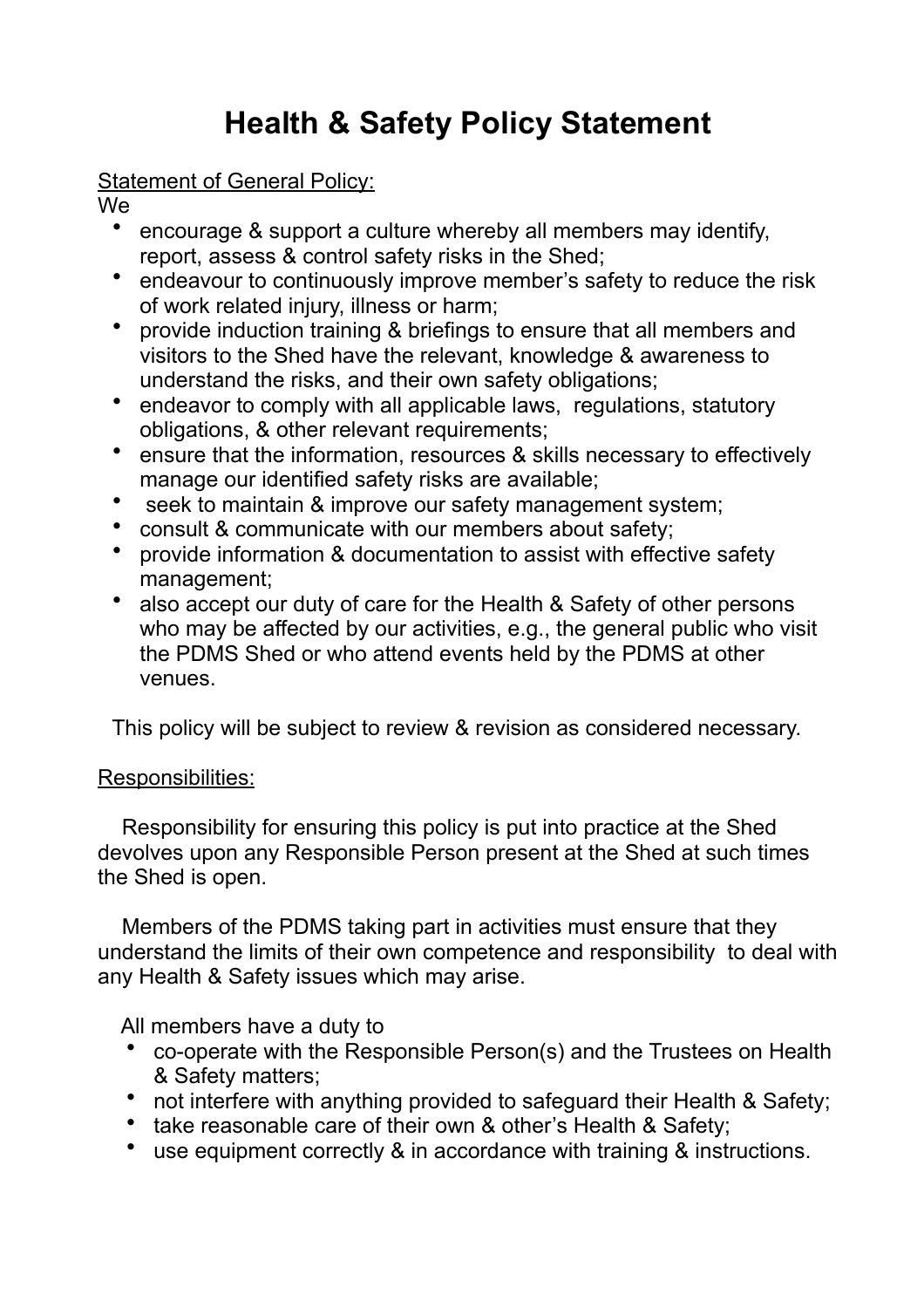# Health & Safety Policy Statement

Statement of General Policy:

We

- encourage & support a culture whereby all members may identify, report, assess & control safety risks in the Shed;
- endeavour to continuously improve member's safety to reduce the risk of work related injury, illness or harm;
- provide induction training & briefings to ensure that all members and visitors to the Shed have the relevant, knowledge & awareness to understand the risks, and their own safety obligations;
- endeavor to comply with all applicable laws, regulations, statutory obligations, & other relevant requirements;
- ensure that the information, resources & skills necessary to effectively manage our identified safety risks are available;
- seek to maintain & improve our safety management system;
- consult & communicate with our members about safety;
- provide information & documentation to assist with effective safety management;
- also accept our duty of care for the Health & Safety of other persons who may be affected by our activities, e.g., the general public who visit the PDMS Shed or who attend events held by the PDMS at other venues.

This policy will be subject to review & revision as considered necessary.

Responsibilities:

Responsibility for ensuring this policy is put into practice at the Shed devolves upon any Responsible Person present at the Shed at such times the Shed is open.

Members of the PDMS taking part in activities must ensure that they understand the limits of their own competence and responsibility to deal with any Health & Safety issues which may arise.

All members have a duty to

- co-operate with the Responsible Person(s) and the Trustees on Health & Safety matters;
- not interfere with anything provided to safeguard their Health & Safety;
- take reasonable care of their own & other's Health & Safety;
- use equipment correctly & in accordance with training & instructions.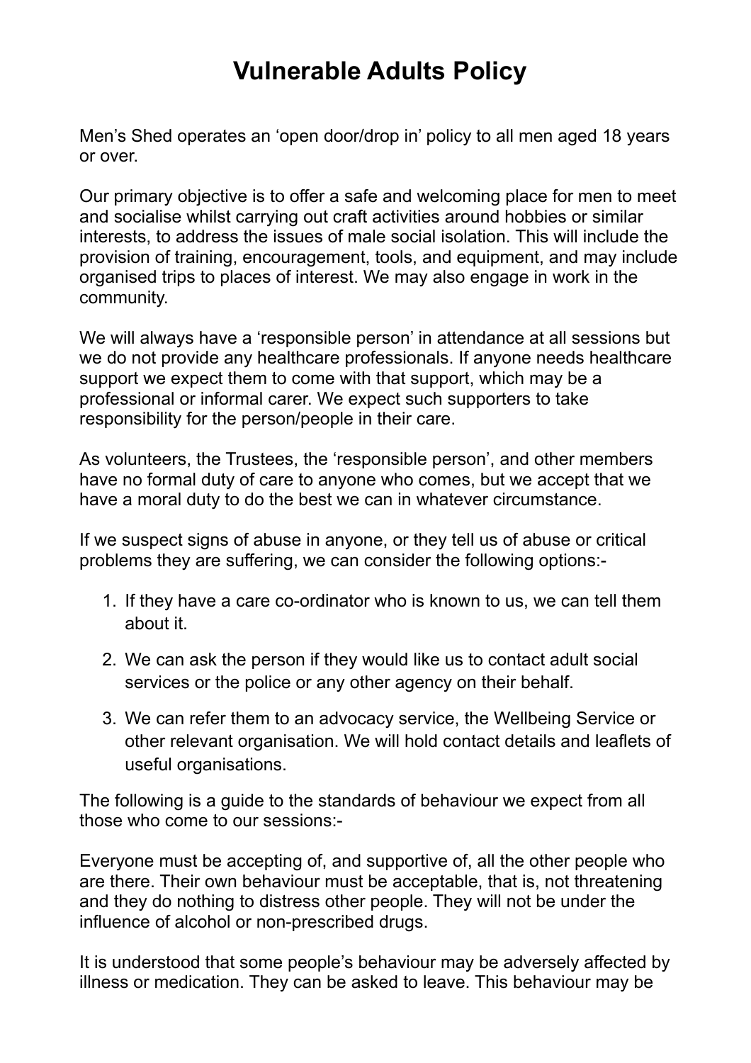# Vulnerable Adults Policy

Men's Shed operates an 'open door/drop in' policy to all men aged 18 years or over.

Our primary objective is to offer a safe and welcoming place for men to meet and socialise whilst carrying out craft activities around hobbies or similar interests, to address the issues of male social isolation. This will include the provision of training, encouragement, tools, and equipment, and may include organised trips to places of interest. We may also engage in work in the community.

We will always have a 'responsible person' in attendance at all sessions but we do not provide any healthcare professionals. If anyone needs healthcare support we expect them to come with that support, which may be a professional or informal carer. We expect such supporters to take responsibility for the person/people in their care.

As volunteers, the Trustees, the 'responsible person', and other members have no formal duty of care to anyone who comes, but we accept that we have a moral duty to do the best we can in whatever circumstance.

If we suspect signs of abuse in anyone, or they tell us of abuse or critical problems they are suffering, we can consider the following options:-

1. If they have a care co-ordinator who is known to us, we can tell them about it.
2. We can ask the person if they would like us to contact adult social services or the police or any other agency on their behalf.
3. We can refer them to an advocacy service, the Wellbeing Service or other relevant organisation. We will hold contact details and leaflets of useful organisations.

The following is a guide to the standards of behaviour we expect from all those who come to our sessions:-

Everyone must be accepting of, and supportive of, all the other people who are there. Their own behaviour must be acceptable, that is, not threatening and they do nothing to distress other people. They will not be under the influence of alcohol or non-prescribed drugs.

It is understood that some people's behaviour may be adversely affected by illness or medication. They can be asked to leave. This behaviour may be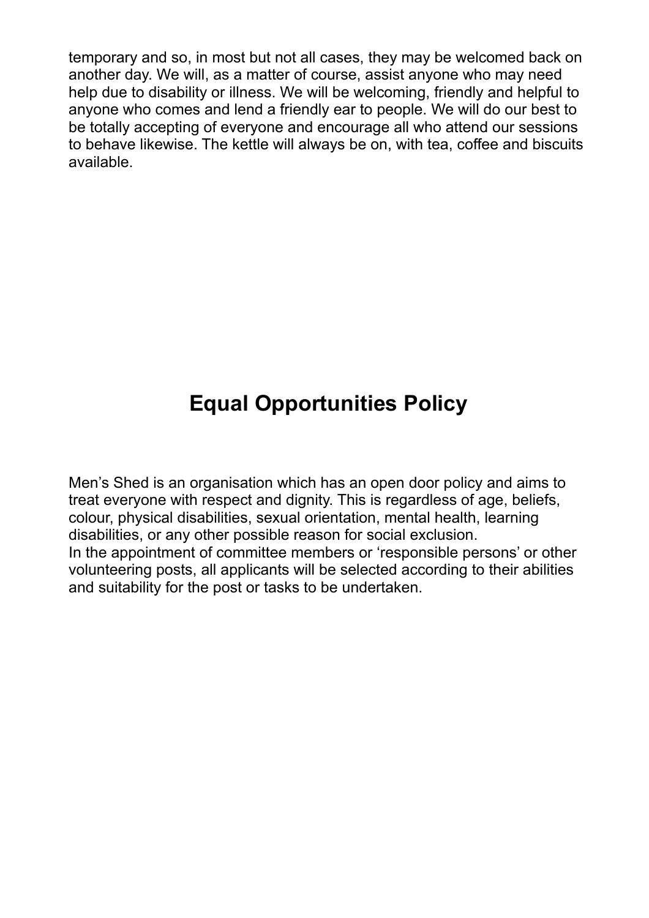temporary and so, in most but not all cases, they may be welcomed back on another day. We will, as a matter of course, assist anyone who may need help due to disability or illness. We will be welcoming, friendly and helpful to anyone who comes and lend a friendly ear to people. We will do our best to be totally accepting of everyone and encourage all who attend our sessions to behave likewise. The kettle will always be on, with tea, coffee and biscuits available.

# Equal Opportunities Policy

Men's Shed is an organisation which has an open door policy and aims to treat everyone with respect and dignity. This is regardless of age, beliefs, colour, physical disabilities, sexual orientation, mental health, learning disabilities, or any other possible reason for social exclusion.
In the appointment of committee members or 'responsible persons' or other volunteering posts, all applicants will be selected according to their abilities and suitability for the post or tasks to be undertaken.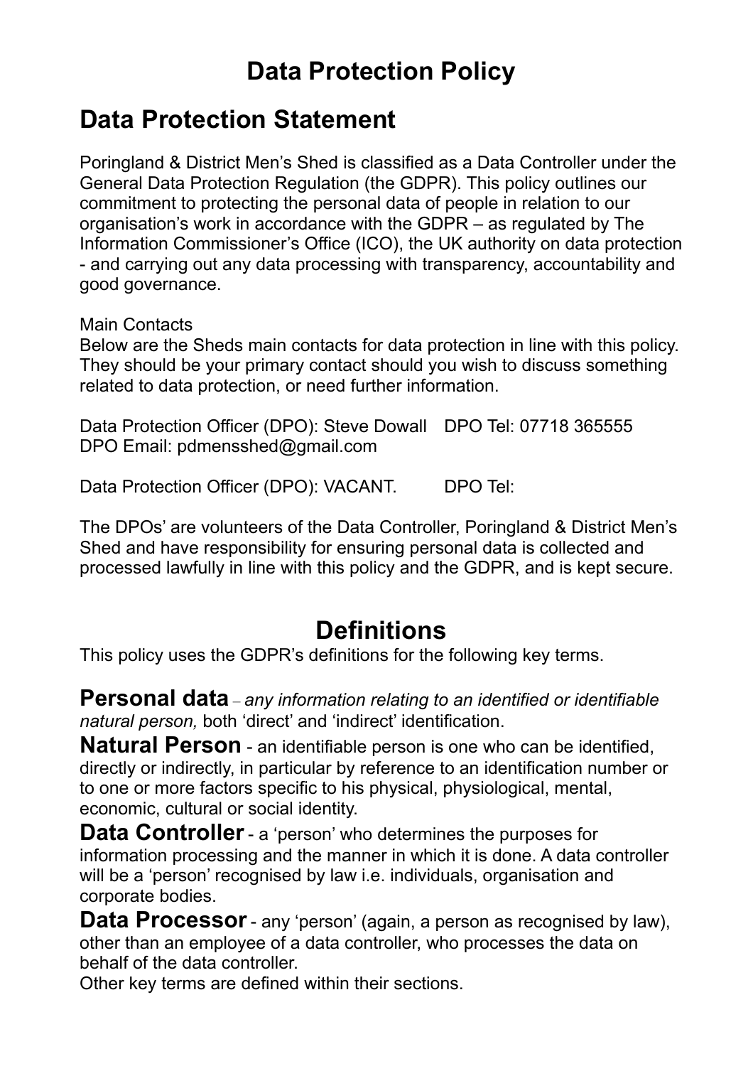# Data Protection Policy

## Data Protection Statement

Poringland & District Men's Shed is classified as a Data Controller under the General Data Protection Regulation (the GDPR). This policy outlines our commitment to protecting the personal data of people in relation to our organisation's work in accordance with the GDPR – as regulated by The Information Commissioner's Office (ICO), the UK authority on data protection - and carrying out any data processing with transparency, accountability and good governance.

Main Contacts
Below are the Sheds main contacts for data protection in line with this policy. They should be your primary contact should you wish to discuss something related to data protection, or need further information.

Data Protection Officer (DPO): Steve Dowall DPO Tel: 07718 365555
DPO Email: pdmensshed@gmail.com

Data Protection Officer (DPO): VACANT. DPO Tel:

The DPOs' are volunteers of the Data Controller, Poringland & District Men's Shed and have responsibility for ensuring personal data is collected and processed lawfully in line with this policy and the GDPR, and is kept secure.

## Definitions

This policy uses the GDPR's definitions for the following key terms.

**Personal data** – *any information relating to an identified or identifiable natural person,* both 'direct' and 'indirect' identification.

**Natural Person** - an identifiable person is one who can be identified, directly or indirectly, in particular by reference to an identification number or to one or more factors specific to his physical, physiological, mental, economic, cultural or social identity.

**Data Controller** - a 'person' who determines the purposes for information processing and the manner in which it is done. A data controller will be a 'person' recognised by law i.e. individuals, organisation and corporate bodies.

**Data Processor** - any 'person' (again, a person as recognised by law), other than an employee of a data controller, who processes the data on behalf of the data controller.

Other key terms are defined within their sections.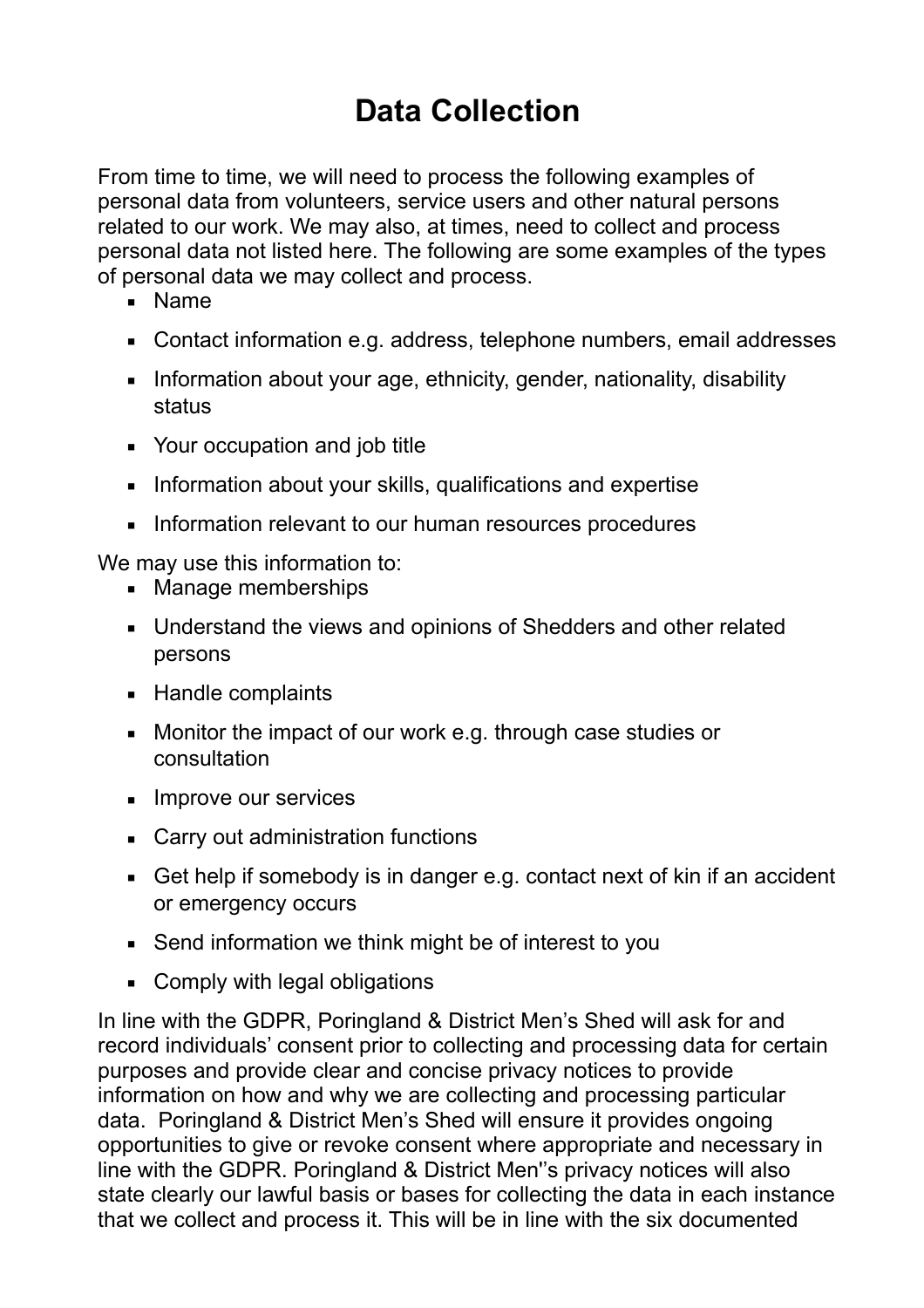# Data Collection

From time to time, we will need to process the following examples of personal data from volunteers, service users and other natural persons related to our work. We may also, at times, need to collect and process personal data not listed here. The following are some examples of the types of personal data we may collect and process.

- Name
- Contact information e.g. address, telephone numbers, email addresses
- Information about your age, ethnicity, gender, nationality, disability status
- Your occupation and job title
- Information about your skills, qualifications and expertise
- Information relevant to our human resources procedures

We may use this information to:

- Manage memberships
- Understand the views and opinions of Shedders and other related persons
- Handle complaints
- Monitor the impact of our work e.g. through case studies or consultation
- Improve our services
- Carry out administration functions
- Get help if somebody is in danger e.g. contact next of kin if an accident or emergency occurs
- Send information we think might be of interest to you
- Comply with legal obligations

In line with the GDPR, Poringland & District Men's Shed will ask for and record individuals' consent prior to collecting and processing data for certain purposes and provide clear and concise privacy notices to provide information on how and why we are collecting and processing particular data. Poringland & District Men's Shed will ensure it provides ongoing opportunities to give or revoke consent where appropriate and necessary in line with the GDPR. Poringland & District Men''s privacy notices will also state clearly our lawful basis or bases for collecting the data in each instance that we collect and process it. This will be in line with the six documented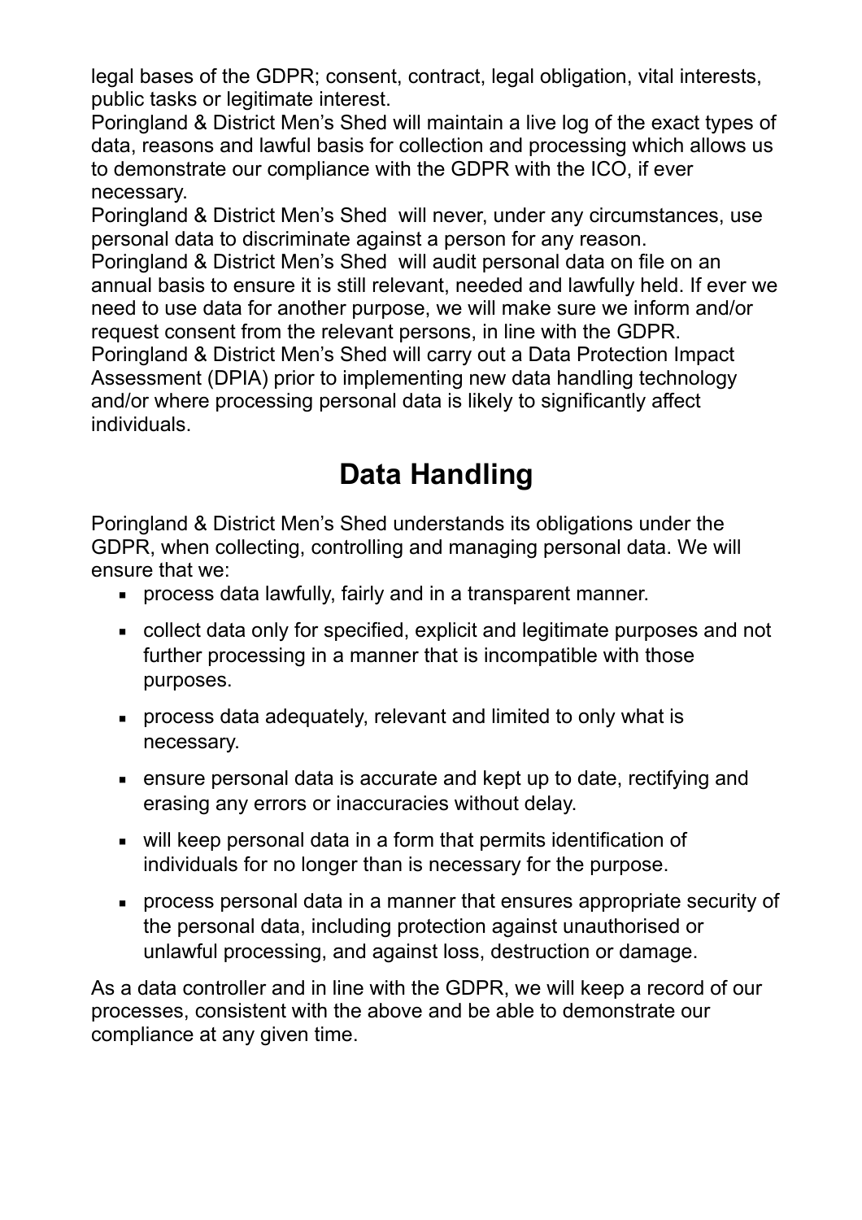legal bases of the GDPR; consent, contract, legal obligation, vital interests, public tasks or legitimate interest.

Poringland & District Men's Shed will maintain a live log of the exact types of data, reasons and lawful basis for collection and processing which allows us to demonstrate our compliance with the GDPR with the ICO, if ever necessary.

Poringland & District Men's Shed will never, under any circumstances, use personal data to discriminate against a person for any reason.

Poringland & District Men's Shed will audit personal data on file on an annual basis to ensure it is still relevant, needed and lawfully held. If ever we need to use data for another purpose, we will make sure we inform and/or request consent from the relevant persons, in line with the GDPR.

Poringland & District Men's Shed will carry out a Data Protection Impact Assessment (DPIA) prior to implementing new data handling technology and/or where processing personal data is likely to significantly affect individuals.

# Data Handling

Poringland & District Men's Shed understands its obligations under the GDPR, when collecting, controlling and managing personal data. We will ensure that we:

- process data lawfully, fairly and in a transparent manner.
- collect data only for specified, explicit and legitimate purposes and not further processing in a manner that is incompatible with those purposes.
- process data adequately, relevant and limited to only what is necessary.
- ensure personal data is accurate and kept up to date, rectifying and erasing any errors or inaccuracies without delay.
- will keep personal data in a form that permits identification of individuals for no longer than is necessary for the purpose.
- process personal data in a manner that ensures appropriate security of the personal data, including protection against unauthorised or unlawful processing, and against loss, destruction or damage.

As a data controller and in line with the GDPR, we will keep a record of our processes, consistent with the above and be able to demonstrate our compliance at any given time.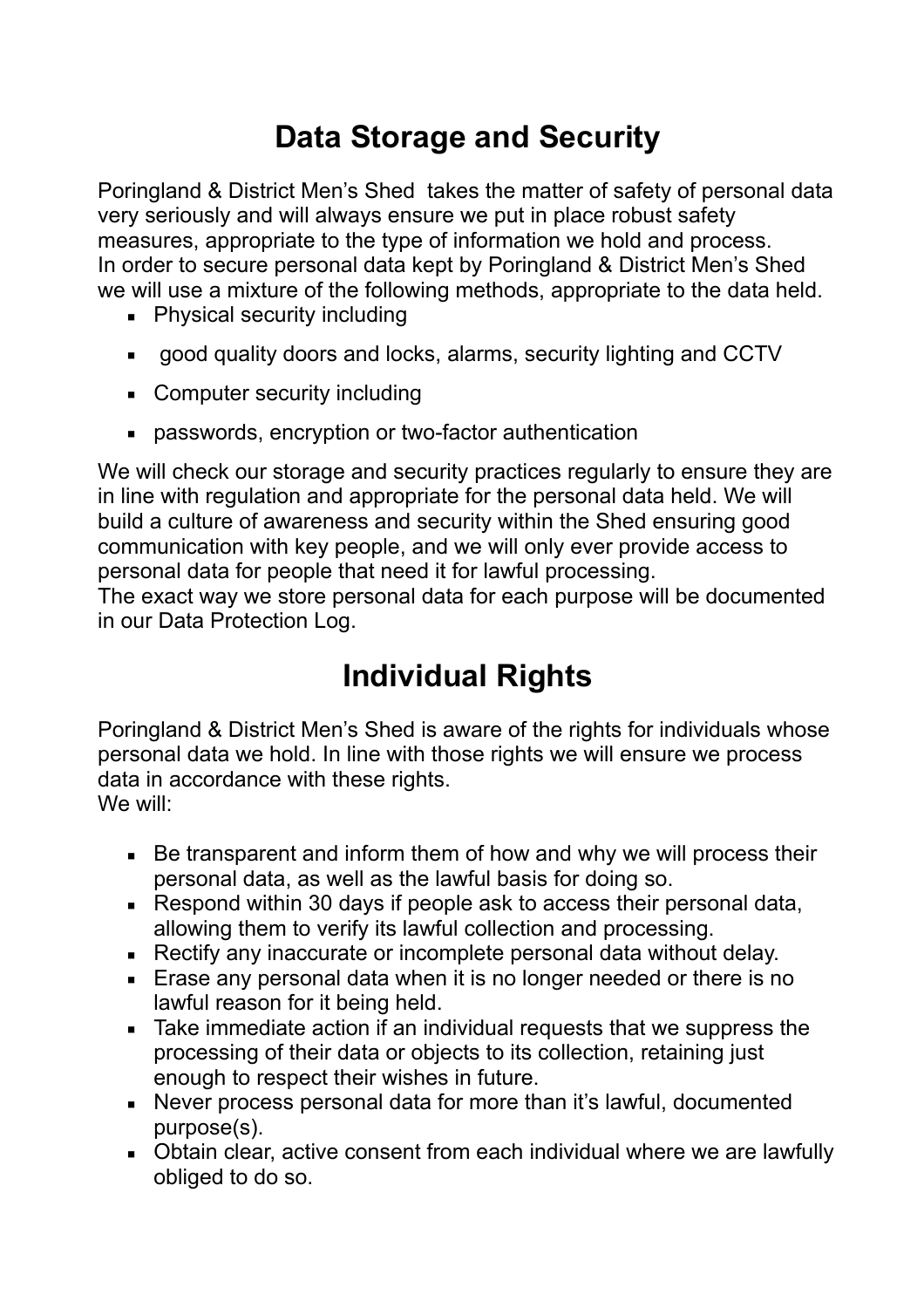# Data Storage and Security

Poringland & District Men's Shed takes the matter of safety of personal data very seriously and will always ensure we put in place robust safety measures, appropriate to the type of information we hold and process.
In order to secure personal data kept by Poringland & District Men's Shed we will use a mixture of the following methods, appropriate to the data held.

- Physical security including
- good quality doors and locks, alarms, security lighting and CCTV
- Computer security including
- passwords, encryption or two-factor authentication

We will check our storage and security practices regularly to ensure they are in line with regulation and appropriate for the personal data held. We will build a culture of awareness and security within the Shed ensuring good communication with key people, and we will only ever provide access to personal data for people that need it for lawful processing.
The exact way we store personal data for each purpose will be documented in our Data Protection Log.

# Individual Rights

Poringland & District Men's Shed is aware of the rights for individuals whose personal data we hold. In line with those rights we will ensure we process data in accordance with these rights.
We will:

- Be transparent and inform them of how and why we will process their personal data, as well as the lawful basis for doing so.
- Respond within 30 days if people ask to access their personal data, allowing them to verify its lawful collection and processing.
- Rectify any inaccurate or incomplete personal data without delay.
- Erase any personal data when it is no longer needed or there is no lawful reason for it being held.
- Take immediate action if an individual requests that we suppress the processing of their data or objects to its collection, retaining just enough to respect their wishes in future.
- Never process personal data for more than it's lawful, documented purpose(s).
- Obtain clear, active consent from each individual where we are lawfully obliged to do so.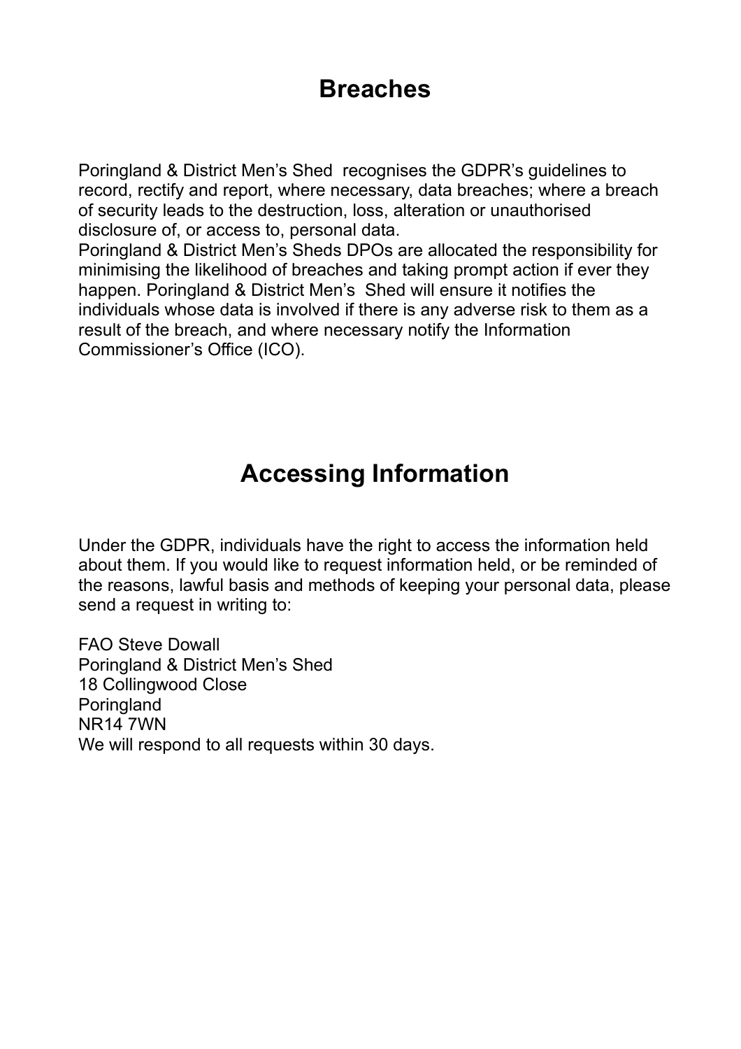## Breaches

Poringland & District Men's Shed  recognises the GDPR's guidelines to record, rectify and report, where necessary, data breaches; where a breach of security leads to the destruction, loss, alteration or unauthorised disclosure of, or access to, personal data.
Poringland & District Men's Sheds DPOs are allocated the responsibility for minimising the likelihood of breaches and taking prompt action if ever they happen. Poringland & District Men's  Shed will ensure it notifies the individuals whose data is involved if there is any adverse risk to them as a result of the breach, and where necessary notify the Information Commissioner's Office (ICO).

## Accessing Information

Under the GDPR, individuals have the right to access the information held about them. If you would like to request information held, or be reminded of the reasons, lawful basis and methods of keeping your personal data, please send a request in writing to:

FAO Steve Dowall
Poringland & District Men's Shed
18 Collingwood Close
Poringland
NR14 7WN
We will respond to all requests within 30 days.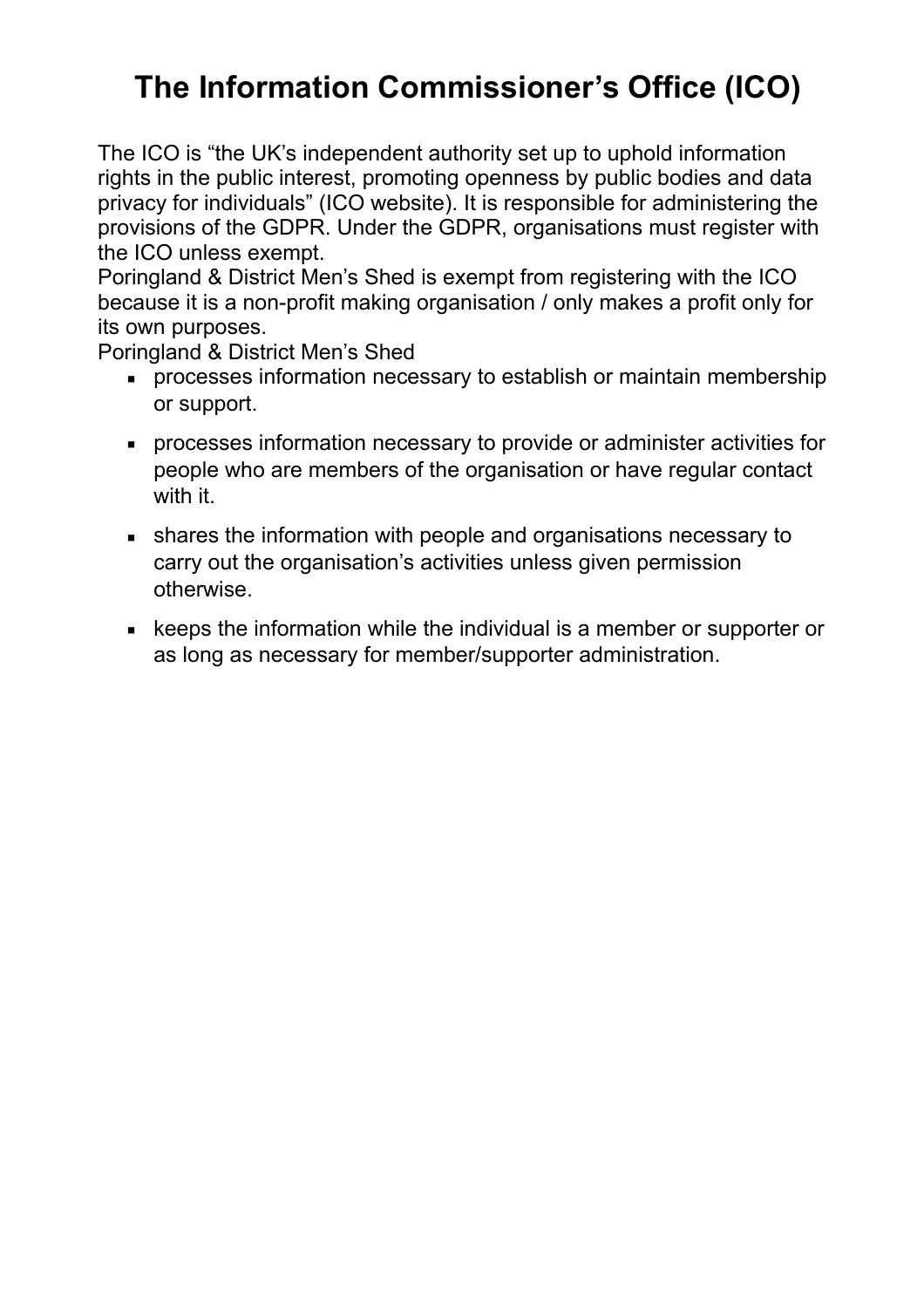# The Information Commissioner's Office (ICO)

The ICO is "the UK's independent authority set up to uphold information rights in the public interest, promoting openness by public bodies and data privacy for individuals" (ICO website). It is responsible for administering the provisions of the GDPR. Under the GDPR, organisations must register with the ICO unless exempt.

Poringland & District Men's Shed is exempt from registering with the ICO because it is a non-profit making organisation / only makes a profit only for its own purposes.

Poringland & District Men's Shed

- processes information necessary to establish or maintain membership or support.
- processes information necessary to provide or administer activities for people who are members of the organisation or have regular contact with it.
- shares the information with people and organisations necessary to carry out the organisation's activities unless given permission otherwise.
- keeps the information while the individual is a member or supporter or as long as necessary for member/supporter administration.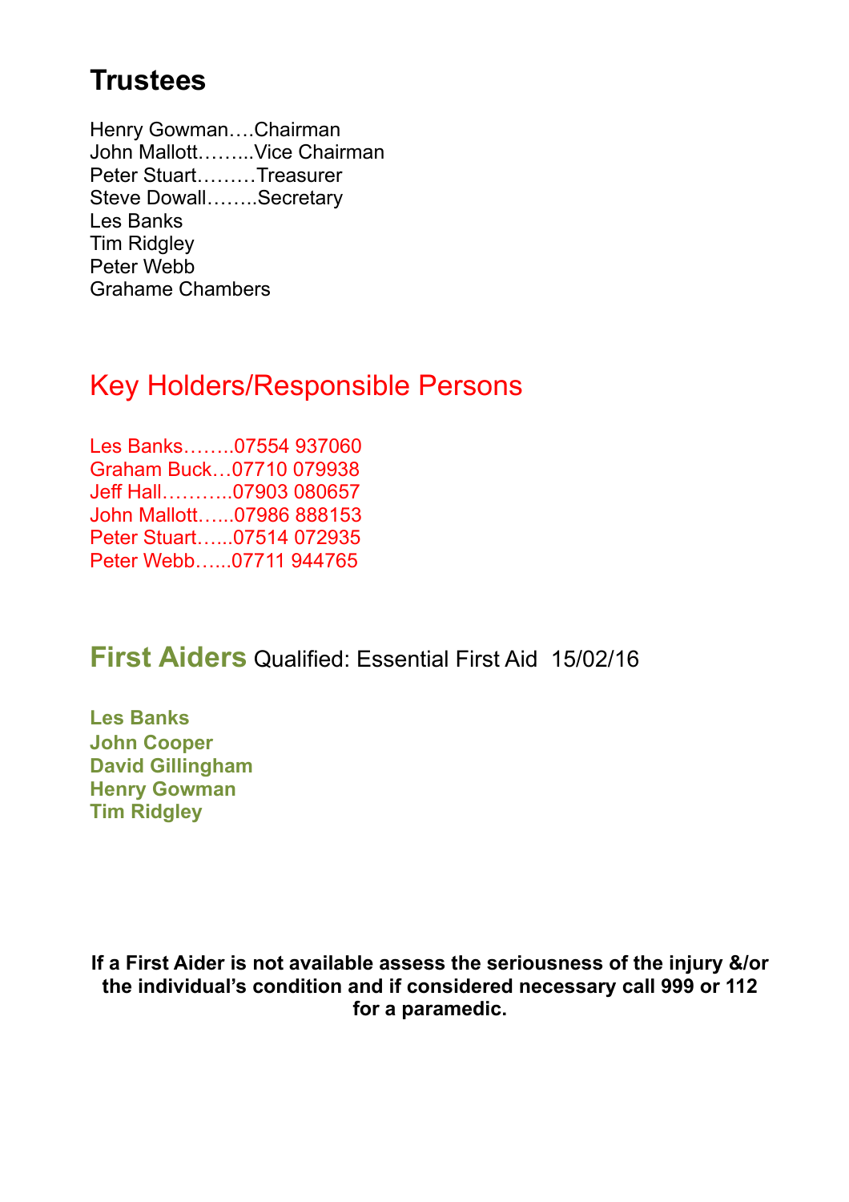# Trustees

Henry Gowman….Chairman
John Mallott……...Vice Chairman
Peter Stuart………Treasurer
Steve Dowall……..Secretary
Les Banks
Tim Ridgley
Peter Webb
Grahame Chambers

## Key Holders/Responsible Persons

Les Banks……..07554 937060
Graham Buck…07710 079938
Jeff Hall………..07903 080657
John Mallott…...07986 888153
Peter Stuart…...07514 072935
Peter Webb…...07711 944765

## First Aiders Qualified: Essential First Aid 15/02/16

**Les Banks**
**John Cooper**
**David Gillingham**
**Henry Gowman**
**Tim Ridgley**

**If a First Aider is not available assess the seriousness of the injury &/or the individual's condition and if considered necessary call 999 or 112 for a paramedic.**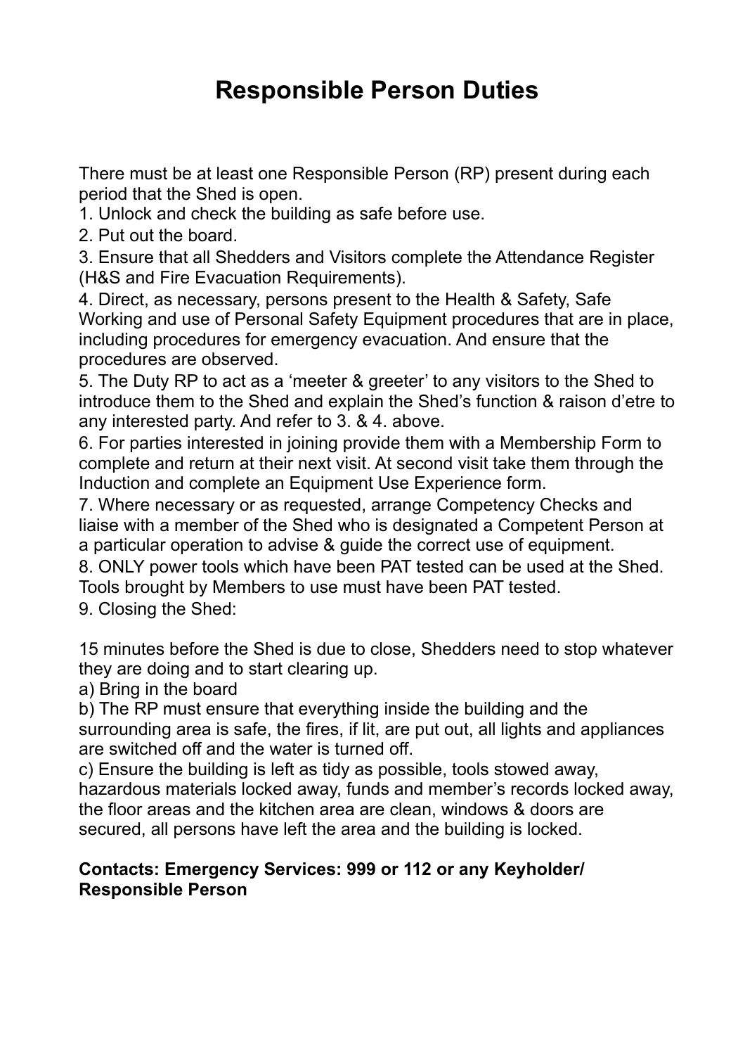# Responsible Person Duties

There must be at least one Responsible Person (RP) present during each period that the Shed is open.

1. Unlock and check the building as safe before use.
2. Put out the board.
3. Ensure that all Shedders and Visitors complete the Attendance Register (H&S and Fire Evacuation Requirements).
4. Direct, as necessary, persons present to the Health & Safety, Safe Working and use of Personal Safety Equipment procedures that are in place, including procedures for emergency evacuation. And ensure that the procedures are observed.
5. The Duty RP to act as a 'meeter & greeter' to any visitors to the Shed to introduce them to the Shed and explain the Shed's function & raison d'etre to any interested party. And refer to 3. & 4. above.
6. For parties interested in joining provide them with a Membership Form to complete and return at their next visit. At second visit take them through the Induction and complete an Equipment Use Experience form.
7. Where necessary or as requested, arrange Competency Checks and liaise with a member of the Shed who is designated a Competent Person at a particular operation to advise & guide the correct use of equipment.
8. ONLY power tools which have been PAT tested can be used at the Shed. Tools brought by Members to use must have been PAT tested.
9. Closing the Shed:

15 minutes before the Shed is due to close, Shedders need to stop whatever they are doing and to start clearing up.

a) Bring in the board

b) The RP must ensure that everything inside the building and the surrounding area is safe, the fires, if lit, are put out, all lights and appliances are switched off and the water is turned off.

c) Ensure the building is left as tidy as possible, tools stowed away, hazardous materials locked away, funds and member's records locked away, the floor areas and the kitchen area are clean, windows & doors are secured, all persons have left the area and the building is locked.

**Contacts: Emergency Services: 999 or 112 or any Keyholder/ Responsible Person**